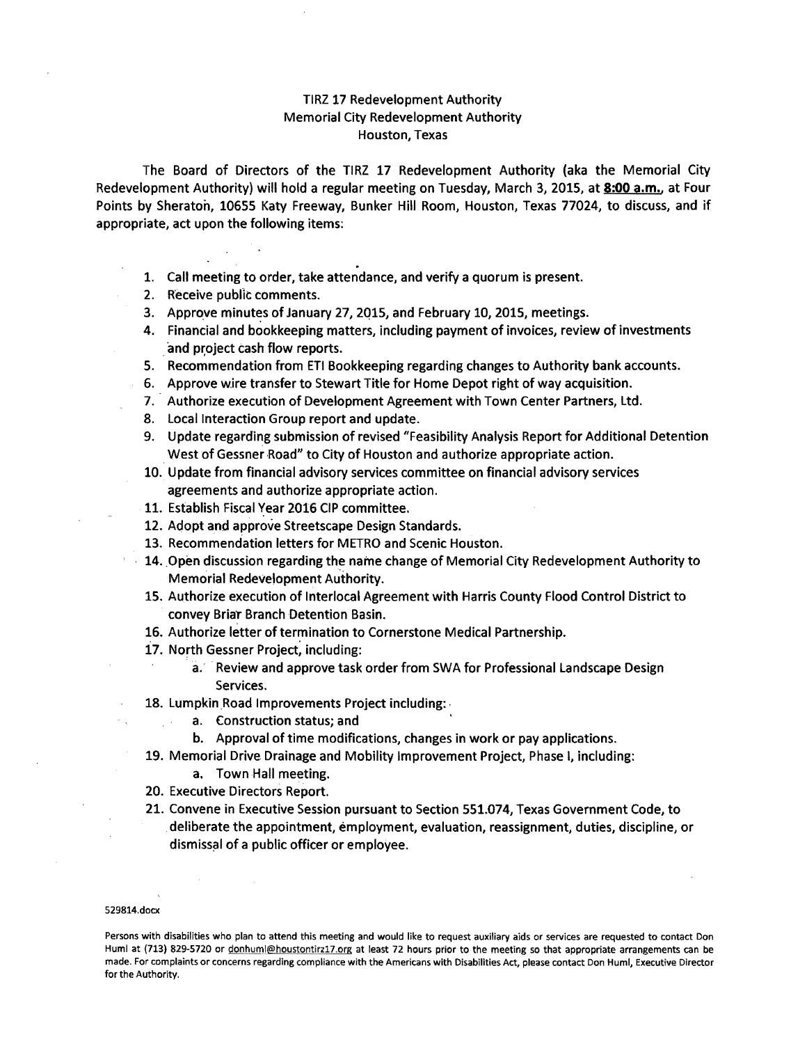# TIRZ 17 Redevelopment Authority
## Memorial City Redevelopment Authority
### Houston, Texas

The Board of Directors of the TIRZ 17 Redevelopment Authority (aka the Memorial City Redevelopment Authority) will hold a regular meeting on Tuesday, March 3, 2015, at **<u>8:00 a.m.</u>**, at Four Points by Sheraton, 10655 Katy Freeway, Bunker Hill Room, Houston, Texas 77024, to discuss, and if appropriate, act upon the following items:

1. Call meeting to order, take attendance, and verify a quorum is present.
2. Receive public comments.
3. Approve minutes of January 27, 2015, and February 10, 2015, meetings.
4. Financial and bookkeeping matters, including payment of invoices, review of investments and project cash flow reports.
5. Recommendation from ETI Bookkeeping regarding changes to Authority bank accounts.
6. Approve wire transfer to Stewart Title for Home Depot right of way acquisition.
7. Authorize execution of Development Agreement with Town Center Partners, Ltd.
8. Local Interaction Group report and update.
9. Update regarding submission of revised "Feasibility Analysis Report for Additional Detention West of Gessner Road" to City of Houston and authorize appropriate action.
10. Update from financial advisory services committee on financial advisory services agreements and authorize appropriate action.
11. Establish Fiscal Year 2016 CIP committee.
12. Adopt and approve Streetscape Design Standards.
13. Recommendation letters for METRO and Scenic Houston.
14. Open discussion regarding the name change of Memorial City Redevelopment Authority to Memorial Redevelopment Authority.
15. Authorize execution of Interlocal Agreement with Harris County Flood Control District to convey Briar Branch Detention Basin.
16. Authorize letter of termination to Cornerstone Medical Partnership.
17. North Gessner Project, including:
    a. Review and approve task order from SWA for Professional Landscape Design Services.
18. Lumpkin Road Improvements Project including:
    a. Construction status; and
    b. Approval of time modifications, changes in work or pay applications.
19. Memorial Drive Drainage and Mobility Improvement Project, Phase I, including:
    a. Town Hall meeting.
20. Executive Directors Report.
21. Convene in Executive Session pursuant to Section 551.074, Texas Government Code, to deliberate the appointment, employment, evaluation, reassignment, duties, discipline, or dismissal of a public officer or employee.

529814.docx

Persons with disabilities who plan to attend this meeting and would like to request auxiliary aids or services are requested to contact Don Huml at (713) 829-5720 or donhuml@houstontirz17.org at least 72 hours prior to the meeting so that appropriate arrangements can be made. For complaints or concerns regarding compliance with the Americans with Disabilities Act, please contact Don Huml, Executive Director for the Authority.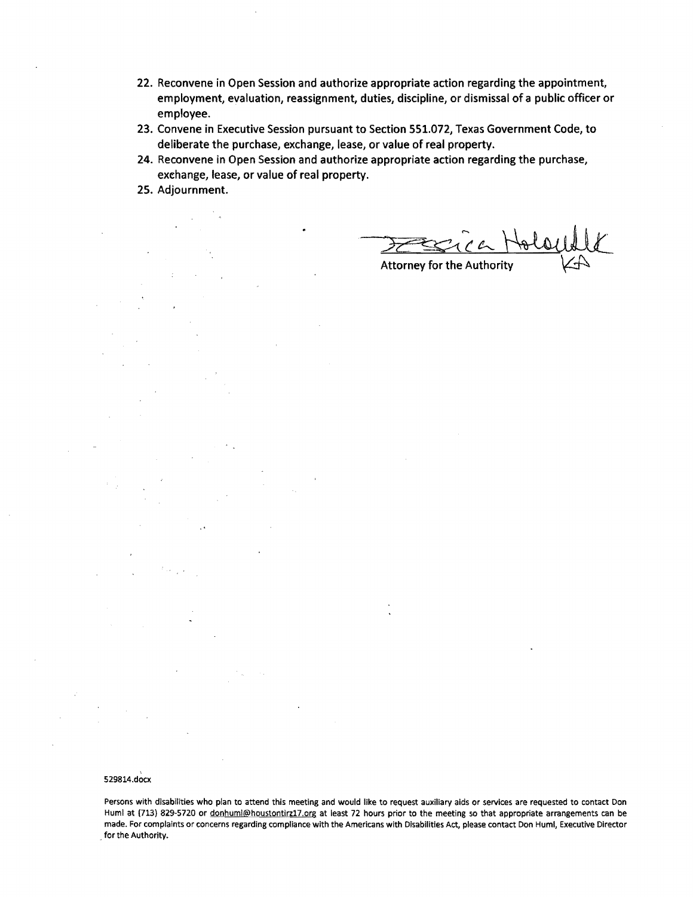22. Reconvene in Open Session and authorize appropriate action regarding the appointment, employment, evaluation, reassignment, duties, discipline, or dismissal of a public officer or employee.
23. Convene in Executive Session pursuant to Section 551.072, Texas Government Code, to deliberate the purchase, exchange, lease, or value of real property.
24. Reconvene in Open Session and authorize appropriate action regarding the purchase, exchange, lease, or value of real property.
25. Adjournment.

Jessica Holoubek KA

Attorney for the Authority

529814.docx

Persons with disabilities who plan to attend this meeting and would like to request auxiliary aids or services are requested to contact Don Huml at (713) 829-5720 or donhuml@houstontirz17.org at least 72 hours prior to the meeting so that appropriate arrangements can be made. For complaints or concerns regarding compliance with the Americans with Disabilities Act, please contact Don Huml, Executive Director for the Authority.